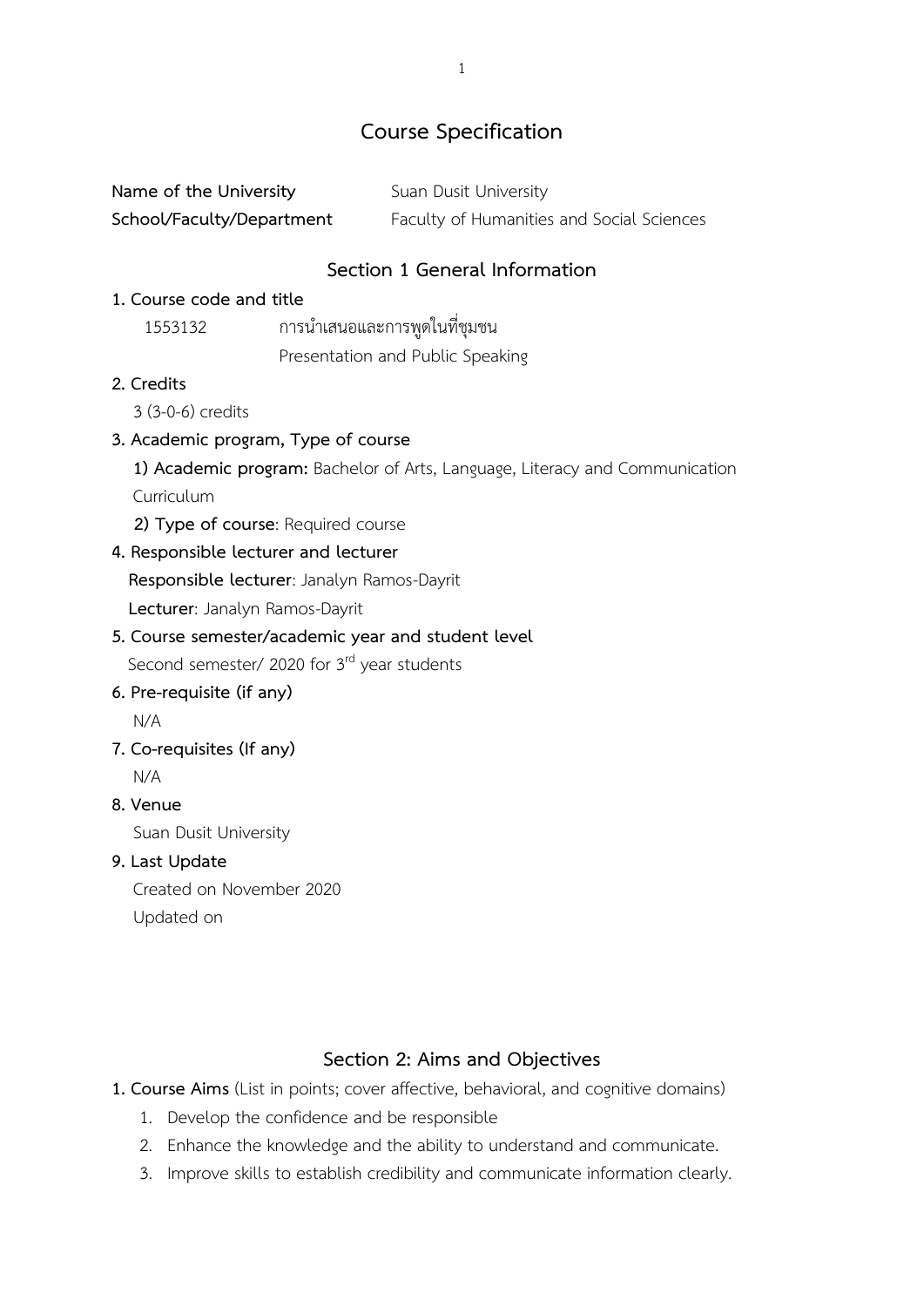# Course Specification

**Name of the University** Suan Dusit University

**School/Faculty/Department** Faculty of Humanities and Social Sciences

## Section 1 General Information

**1. Course code and title**

1553132 การนำเสนอและการพูดในที่ชุมชน

Presentation and Public Speaking

**2. Credits**

3 (3-0-6) credits

**3. Academic program, Type of course**

**1) Academic program:** Bachelor of Arts, Language, Literacy and Communication Curriculum

**2) Type of course**: Required course

**4. Responsible lecturer and lecturer**

**Responsible lecturer**: Janalyn Ramos-Dayrit

**Lecturer**: Janalyn Ramos-Dayrit

**5. Course semester/academic year and student level**

Second semester/ 2020 for 3rd year students

**6. Pre-requisite (if any)**

N/A

**7. Co-requisites (If any)**

N/A

**8. Venue**

Suan Dusit University

**9. Last Update**

Created on November 2020

Updated on

## Section 2: Aims and Objectives

**1. Course Aims** (List in points; cover affective, behavioral, and cognitive domains)

1. Develop the confidence and be responsible
2. Enhance the knowledge and the ability to understand and communicate.
3. Improve skills to establish credibility and communicate information clearly.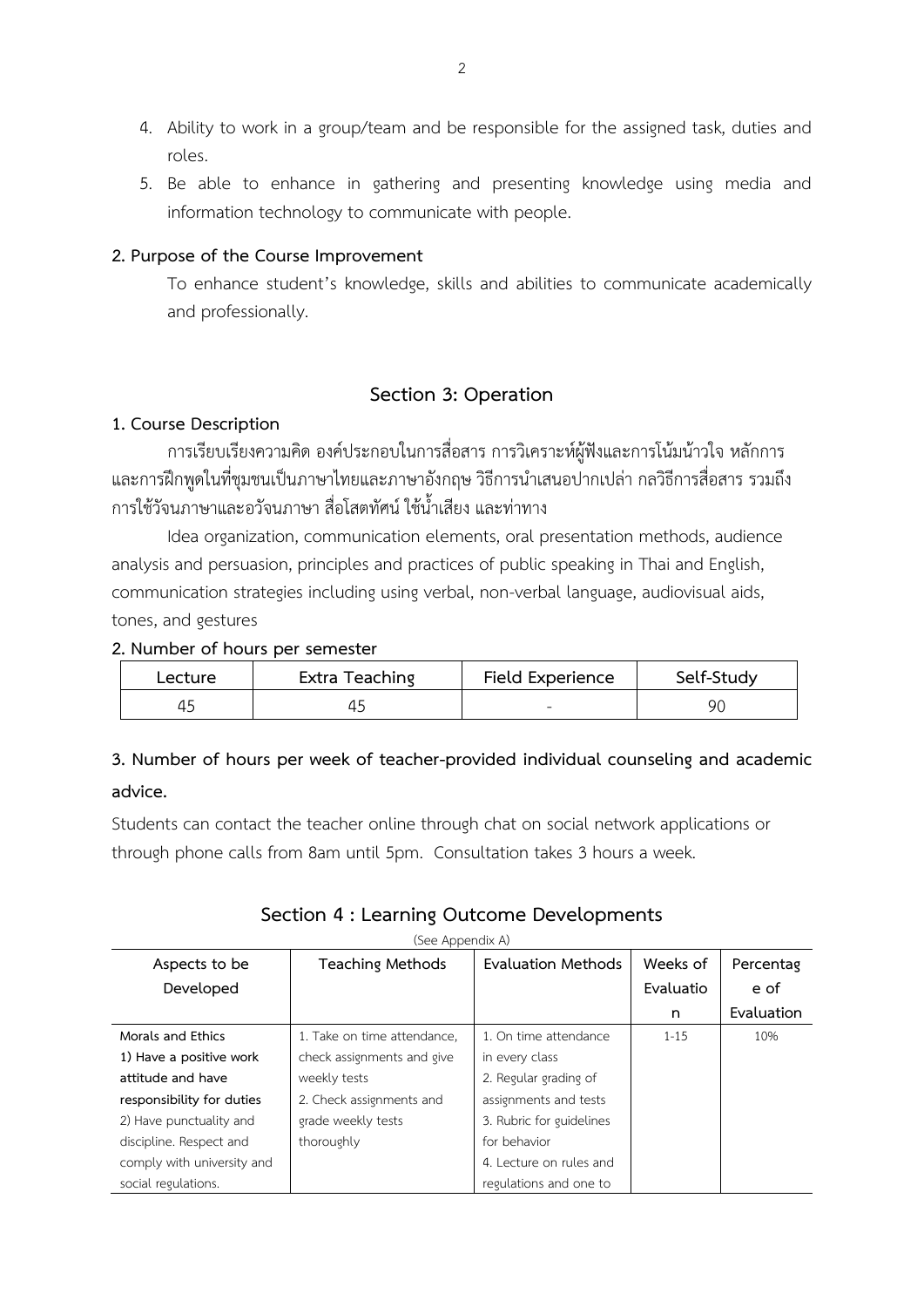4. Ability to work in a group/team and be responsible for the assigned task, duties and roles.
5. Be able to enhance in gathering and presenting knowledge using media and information technology to communicate with people.

**2. Purpose of the Course Improvement**

To enhance student's knowledge, skills and abilities to communicate academically and professionally.

## Section 3: Operation

**1. Course Description**

การเรียบเรียงความคิด องค์ประกอบในการสื่อสาร การวิเคราะห์ผู้ฟังและการโน้มน้าวใจ หลักการและการฝึกพูดในที่ชุมชนเป็นภาษาไทยและภาษาอังกฤษ วิธีการนำเสนอปากเปล่า กลวิธีการสื่อสาร รวมถึงการใช้วัจนภาษาและอวัจนภาษา สื่อโสตทัศน์ ใช้น้ำเสียง และท่าทาง

Idea organization, communication elements, oral presentation methods, audience analysis and persuasion, principles and practices of public speaking in Thai and English, communication strategies including using verbal, non-verbal language, audiovisual aids, tones, and gestures

**2. Number of hours per semester**

| Lecture | Extra Teaching | Field Experience | Self-Study |
|---|---|---|---|
| 45 | 45 | - | 90 |

**3. Number of hours per week of teacher-provided individual counseling and academic advice.**

Students can contact the teacher online through chat on social network applications or through phone calls from 8am until 5pm. Consultation takes 3 hours a week.

## Section 4 : Learning Outcome Developments

(See Appendix A)

| Aspects to be Developed | Teaching Methods | Evaluation Methods | Weeks of Evaluation | Percentage of Evaluation |
|---|---|---|---|---|
| **Morals and Ethics**<br>**1) Have a positive work attitude and have responsibility for duties**<br>2) Have punctuality and discipline. Respect and comply with university and social regulations. | 1. Take on time attendance, check assignments and give weekly tests<br>2. Check assignments and grade weekly tests thoroughly | 1. On time attendance in every class<br>2. Regular grading of assignments and tests<br>3. Rubric for guidelines for behavior<br>4. Lecture on rules and regulations and one to | 1-15 | 10% |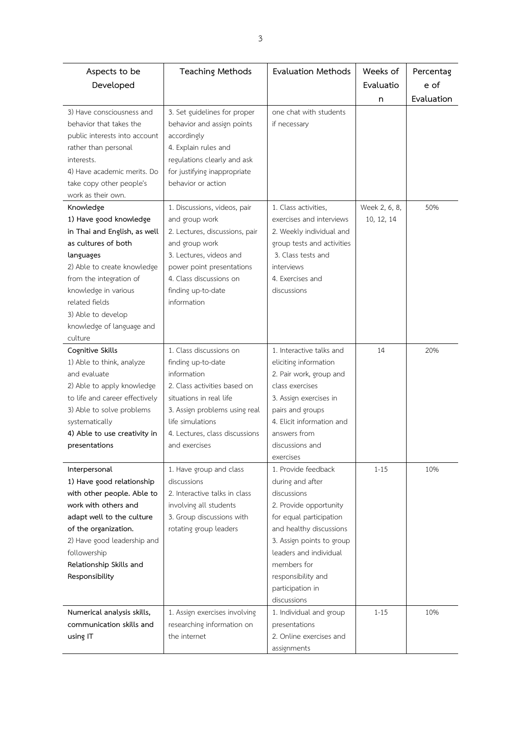| Aspects to be Developed | Teaching Methods | Evaluation Methods | Weeks of Evaluation | Percentage of Evaluation |
| --- | --- | --- | --- | --- |
| 3) Have consciousness and behavior that takes the public interests into account rather than personal interests.<br>4) Have academic merits. Do take copy other people's work as their own. | 3. Set guidelines for proper behavior and assign points accordingly<br>4. Explain rules and regulations clearly and ask for justifying inappropriate behavior or action | one chat with students if necessary | | |
| Knowledge<br>**1) Have good knowledge in Thai and English, as well as cultures of both languages**<br>2) Able to create knowledge from the integration of knowledge in various related fields<br>3) Able to develop knowledge of language and culture | 1. Discussions, videos, pair and group work<br>2. Lectures, discussions, pair and group work<br>3. Lectures, videos and power point presentations<br>4. Class discussions on finding up-to-date information | 1. Class activities, exercises and interviews<br>2. Weekly individual and group tests and activities<br>3. Class tests and interviews<br>4. Exercises and discussions | Week 2, 6, 8, 10, 12, 14 | 50% |
| Cognitive Skills<br>1) Able to think, analyze and evaluate<br>2) Able to apply knowledge to life and career effectively<br>3) Able to solve problems systematically<br>**4) Able to use creativity in presentations** | 1. Class discussions on finding up-to-date information<br>2. Class activities based on situations in real life<br>3. Assign problems using real life simulations<br>4. Lectures, class discussions and exercises | 1. Interactive talks and eliciting information<br>2. Pair work, group and class exercises<br>3. Assign exercises in pairs and groups<br>4. Elicit information and answers from discussions and exercises | 14 | 20% |
| Interpersonal<br>**1) Have good relationship with other people. Able to work with others and adapt well to the culture of the organization.**<br>2) Have good leadership and followership<br>**Relationship Skills and Responsibility** | 1. Have group and class discussions<br>2. Interactive talks in class involving all students<br>3. Group discussions with rotating group leaders | 1. Provide feedback during and after discussions<br>2. Provide opportunity for equal participation and healthy discussions<br>3. Assign points to group leaders and individual members for responsibility and participation in discussions | 1-15 | 10% |
| **Numerical analysis skills, communication skills and using IT** | 1. Assign exercises involving researching information on the internet | 1. Individual and group presentations<br>2. Online exercises and assignments | 1-15 | 10% |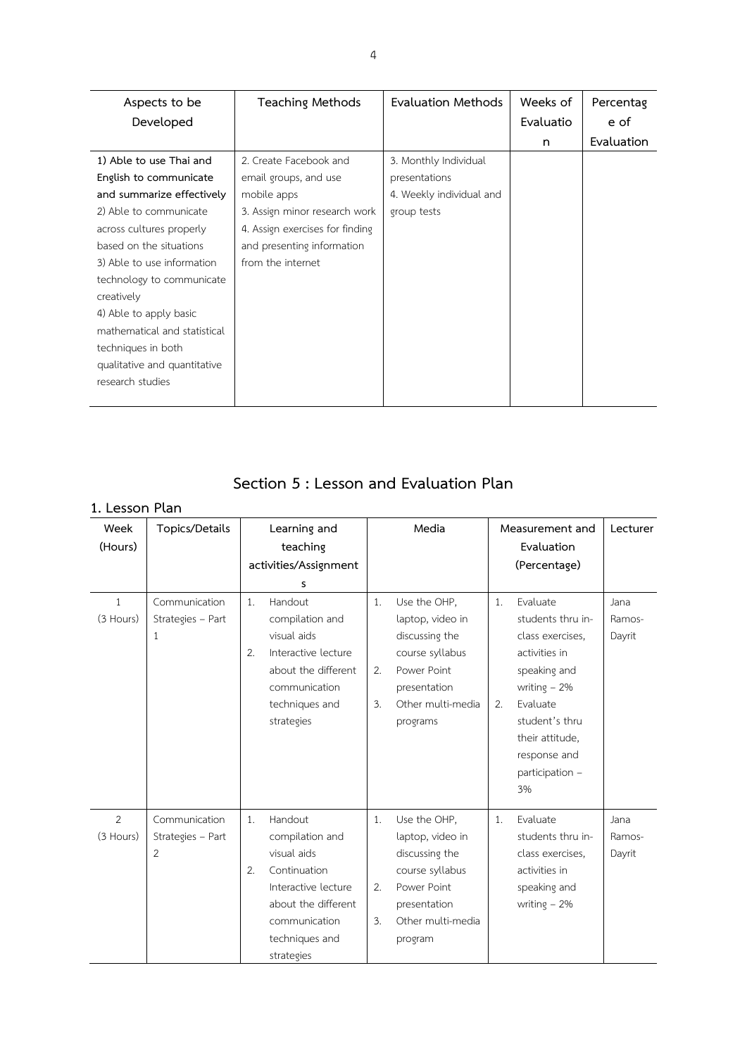| Aspects to be Developed | Teaching Methods | Evaluation Methods | Weeks of Evaluation | Percentage of Evaluation |
|---|---|---|---|---|
| **1) Able to use Thai and English to communicate and summarize effectively**<br>2) Able to communicate across cultures properly based on the situations<br>3) Able to use information technology to communicate creatively<br>4) Able to apply basic mathematical and statistical techniques in both qualitative and quantitative research studies | 2. Create Facebook and email groups, and use mobile apps<br>3. Assign minor research work<br>4. Assign exercises for finding and presenting information from the internet | 3. Monthly Individual presentations<br>4. Weekly individual and group tests | | |

## Section 5 : Lesson and Evaluation Plan

### 1. Lesson Plan

| Week (Hours) | Topics/Details | Learning and teaching activities/Assignments | Media | Measurement and Evaluation (Percentage) | Lecturer |
|---|---|---|---|---|---|
| 1 (3 Hours) | Communication Strategies – Part 1 | 1. Handout compilation and visual aids<br>2. Interactive lecture about the different communication techniques and strategies | 1. Use the OHP, laptop, video in discussing the course syllabus<br>2. Power Point presentation<br>3. Other multi-media programs | 1. Evaluate students thru in-class exercises, activities in speaking and writing – 2%<br>2. Evaluate student's thru their attitude, response and participation – 3% | Jana Ramos-Dayrit |
| 2 (3 Hours) | Communication Strategies – Part 2 | 1. Handout compilation and visual aids<br>2. Continuation Interactive lecture about the different communication techniques and strategies | 1. Use the OHP, laptop, video in discussing the course syllabus<br>2. Power Point presentation<br>3. Other multi-media program | 1. Evaluate students thru in-class exercises, activities in speaking and writing – 2% | Jana Ramos-Dayrit |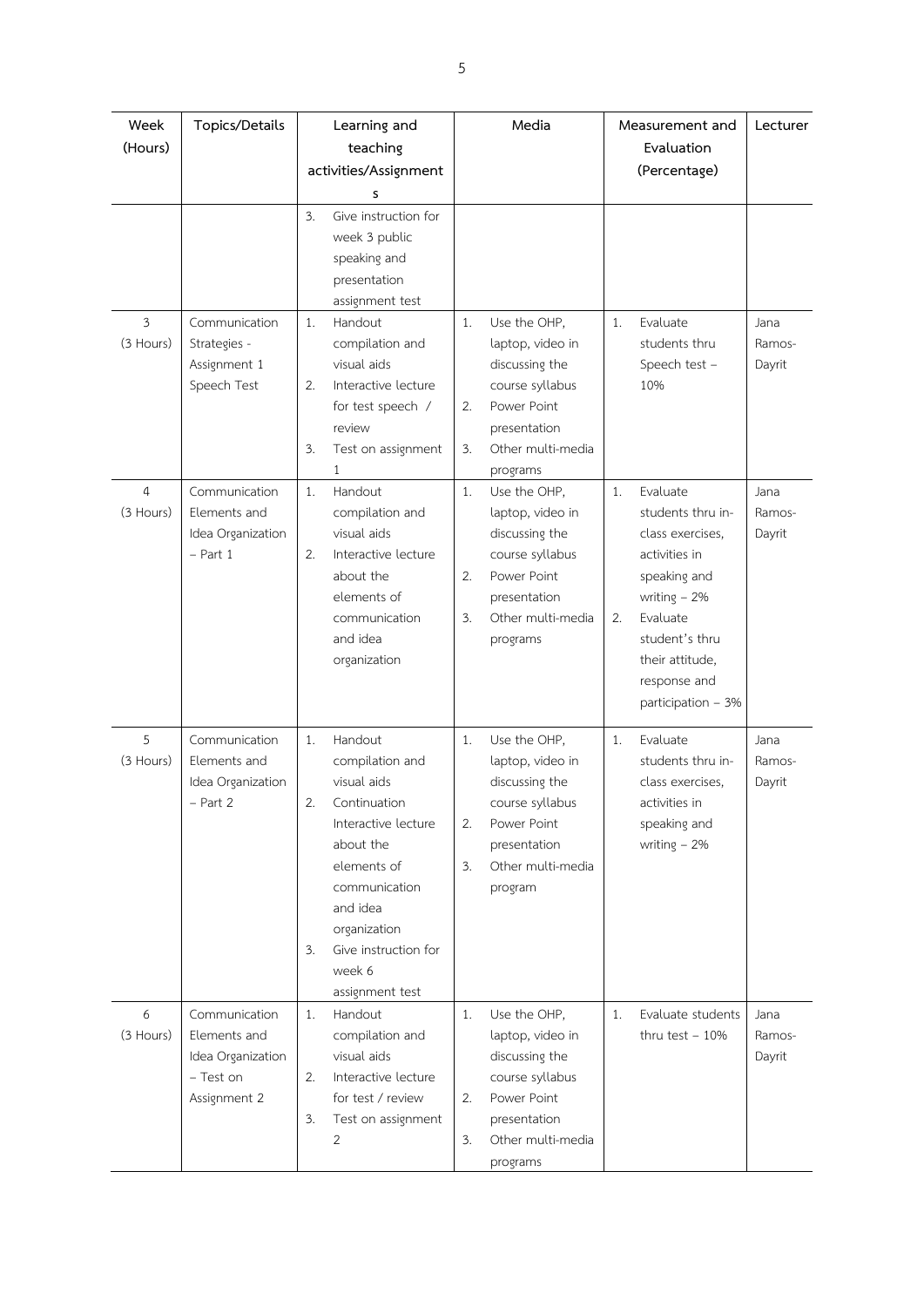| Week (Hours) | Topics/Details | Learning and teaching activities/Assignments | Media | Measurement and Evaluation (Percentage) | Lecturer |
|---|---|---|---|---|---|
| | | 3. Give instruction for week 3 public speaking and presentation assignment test | | | |
| 3 (3 Hours) | Communication Strategies - Assignment 1 Speech Test | 1. Handout compilation and visual aids<br>2. Interactive lecture for test speech / review<br>3. Test on assignment 1 | 1. Use the OHP, laptop, video in discussing the course syllabus<br>2. Power Point presentation<br>3. Other multi-media programs | 1. Evaluate students thru Speech test – 10% | Jana Ramos-Dayrit |
| 4 (3 Hours) | Communication Elements and Idea Organization – Part 1 | 1. Handout compilation and visual aids<br>2. Interactive lecture about the elements of communication and idea organization | 1. Use the OHP, laptop, video in discussing the course syllabus<br>2. Power Point presentation<br>3. Other multi-media programs | 1. Evaluate students thru in-class exercises, activities in speaking and writing – 2%<br>2. Evaluate student's thru their attitude, response and participation – 3% | Jana Ramos-Dayrit |
| 5 (3 Hours) | Communication Elements and Idea Organization – Part 2 | 1. Handout compilation and visual aids<br>2. Continuation Interactive lecture about the elements of communication and idea organization<br>3. Give instruction for week 6 assignment test | 1. Use the OHP, laptop, video in discussing the course syllabus<br>2. Power Point presentation<br>3. Other multi-media program | 1. Evaluate students thru in-class exercises, activities in speaking and writing – 2% | Jana Ramos-Dayrit |
| 6 (3 Hours) | Communication Elements and Idea Organization – Test on Assignment 2 | 1. Handout compilation and visual aids<br>2. Interactive lecture for test / review<br>3. Test on assignment 2 | 1. Use the OHP, laptop, video in discussing the course syllabus<br>2. Power Point presentation<br>3. Other multi-media programs | 1. Evaluate students thru test – 10% | Jana Ramos-Dayrit |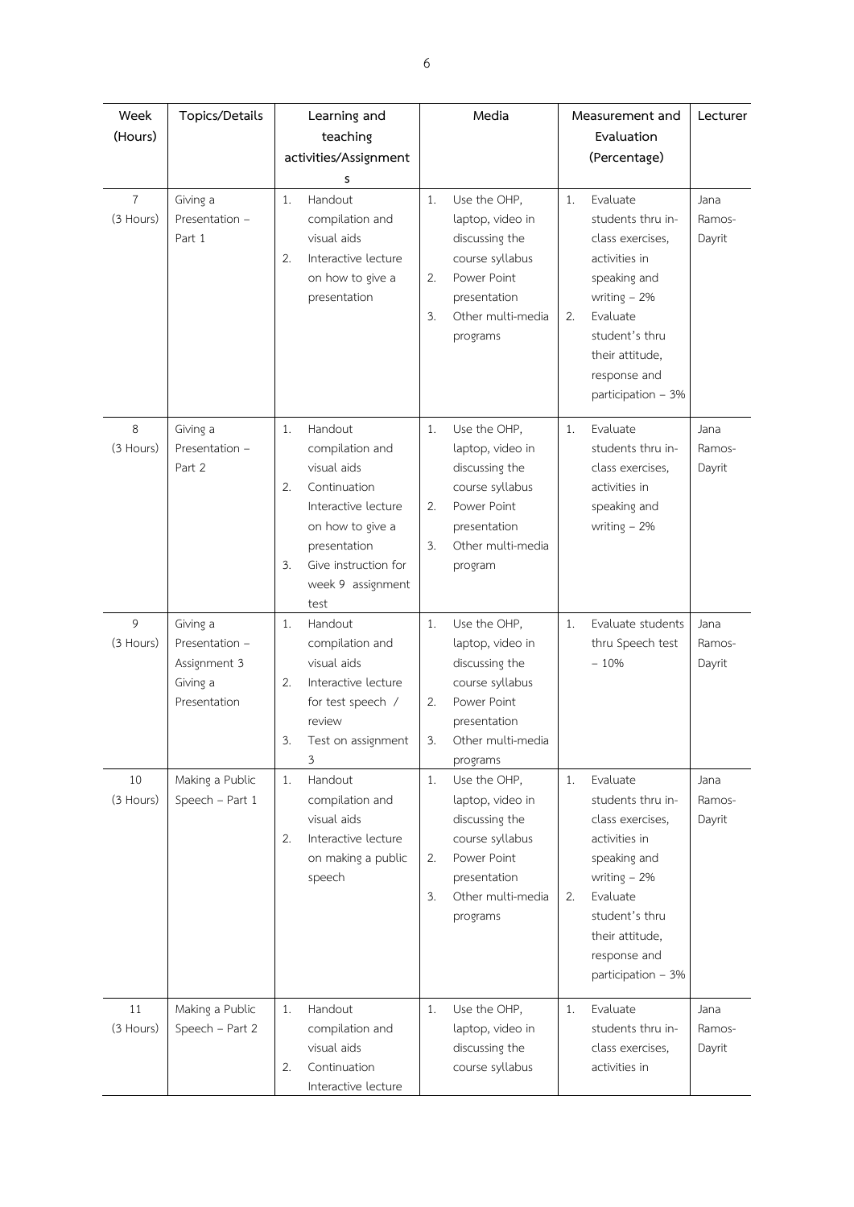| Week (Hours) | Topics/Details | Learning and teaching activities/Assignments | Media | Measurement and Evaluation (Percentage) | Lecturer |
|---|---|---|---|---|---|
| 7 (3 Hours) | Giving a Presentation – Part 1 | 1. Handout compilation and visual aids<br>2. Interactive lecture on how to give a presentation | 1. Use the OHP, laptop, video in discussing the course syllabus<br>2. Power Point presentation<br>3. Other multi-media programs | 1. Evaluate students thru in-class exercises, activities in speaking and writing – 2%<br>2. Evaluate student's thru their attitude, response and participation – 3% | Jana Ramos-Dayrit |
| 8 (3 Hours) | Giving a Presentation – Part 2 | 1. Handout compilation and visual aids<br>2. Continuation Interactive lecture on how to give a presentation<br>3. Give instruction for week 9 assignment test | 1. Use the OHP, laptop, video in discussing the course syllabus<br>2. Power Point presentation<br>3. Other multi-media program | 1. Evaluate students thru in-class exercises, activities in speaking and writing – 2% | Jana Ramos-Dayrit |
| 9 (3 Hours) | Giving a Presentation – Assignment 3 Giving a Presentation | 1. Handout compilation and visual aids<br>2. Interactive lecture for test speech / review<br>3. Test on assignment 3 | 1. Use the OHP, laptop, video in discussing the course syllabus<br>2. Power Point presentation<br>3. Other multi-media programs | 1. Evaluate students thru Speech test – 10% | Jana Ramos-Dayrit |
| 10 (3 Hours) | Making a Public Speech – Part 1 | 1. Handout compilation and visual aids<br>2. Interactive lecture on making a public speech | 1. Use the OHP, laptop, video in discussing the course syllabus<br>2. Power Point presentation<br>3. Other multi-media programs | 1. Evaluate students thru in-class exercises, activities in speaking and writing – 2%<br>2. Evaluate student's thru their attitude, response and participation – 3% | Jana Ramos-Dayrit |
| 11 (3 Hours) | Making a Public Speech – Part 2 | 1. Handout compilation and visual aids<br>2. Continuation Interactive lecture | 1. Use the OHP, laptop, video in discussing the course syllabus | 1. Evaluate students thru in-class exercises, activities in | Jana Ramos-Dayrit |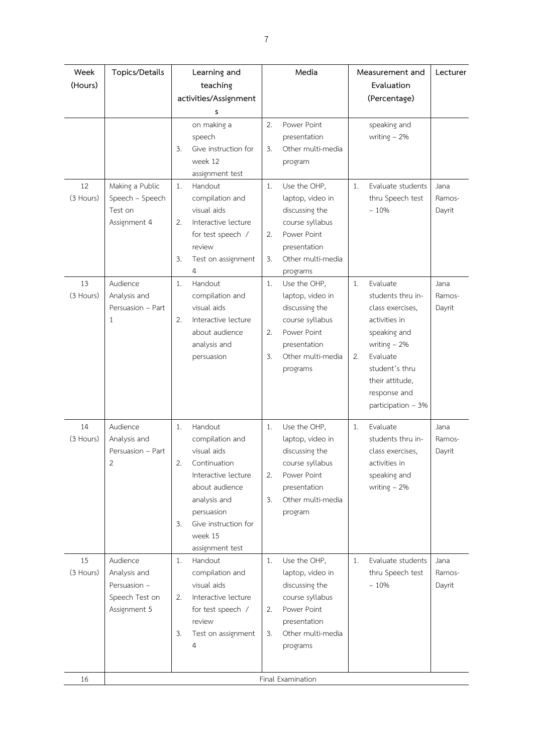| Week (Hours) | Topics/Details | Learning and teaching activities/Assignments | Media | Measurement and Evaluation (Percentage) | Lecturer |
|---|---|---|---|---|---|
| | | on making a speech<br>3. Give instruction for week 12 assignment test | 2. Power Point presentation<br>3. Other multi-media program | speaking and writing – 2% | |
| 12 (3 Hours) | Making a Public Speech – Speech Test on Assignment 4 | 1. Handout compilation and visual aids<br>2. Interactive lecture for test speech / review<br>3. Test on assignment 4 | 1. Use the OHP, laptop, video in discussing the course syllabus<br>2. Power Point presentation<br>3. Other multi-media programs | 1. Evaluate students thru Speech test – 10% | Jana Ramos-Dayrit |
| 13 (3 Hours) | Audience Analysis and Persuasion – Part 1 | 1. Handout compilation and visual aids<br>2. Interactive lecture about audience analysis and persuasion | 1. Use the OHP, laptop, video in discussing the course syllabus<br>2. Power Point presentation<br>3. Other multi-media programs | 1. Evaluate students thru in-class exercises, activities in speaking and writing – 2%<br>2. Evaluate student's thru their attitude, response and participation – 3% | Jana Ramos-Dayrit |
| 14 (3 Hours) | Audience Analysis and Persuasion – Part 2 | 1. Handout compilation and visual aids<br>2. Continuation Interactive lecture about audience analysis and persuasion<br>3. Give instruction for week 15 assignment test | 1. Use the OHP, laptop, video in discussing the course syllabus<br>2. Power Point presentation<br>3. Other multi-media program | 1. Evaluate students thru in-class exercises, activities in speaking and writing – 2% | Jana Ramos-Dayrit |
| 15 (3 Hours) | Audience Analysis and Persuasion – Speech Test on Assignment 5 | 1. Handout compilation and visual aids<br>2. Interactive lecture for test speech / review<br>3. Test on assignment 4 | 1. Use the OHP, laptop, video in discussing the course syllabus<br>2. Power Point presentation<br>3. Other multi-media programs | 1. Evaluate students thru Speech test – 10% | Jana Ramos-Dayrit |
| 16 | Final Examination | | | | |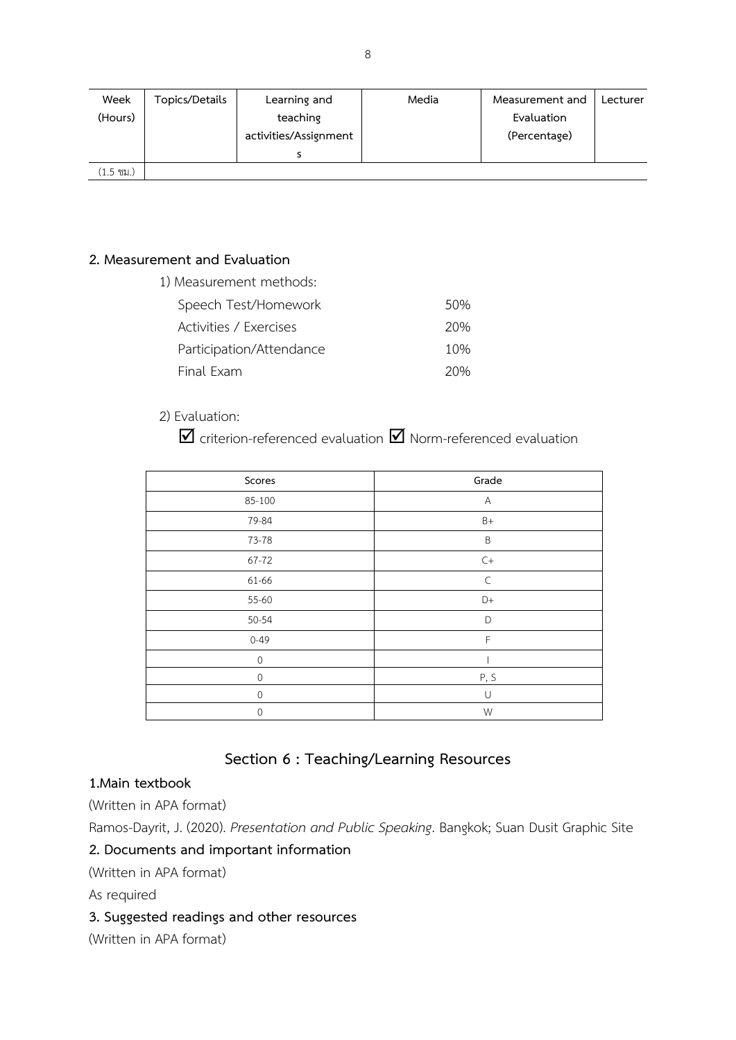| Week (Hours) | Topics/Details | Learning and teaching activities/Assignments | Media | Measurement and Evaluation (Percentage) | Lecturer |
|---|---|---|---|---|---|
| (1.5 ชม.) | | | | | |

## 2. Measurement and Evaluation

1) Measurement methods:

| | |
|---|---|
| Speech Test/Homework | 50% |
| Activities / Exercises | 20% |
| Participation/Attendance | 10% |
| Final Exam | 20% |

2) Evaluation:

☑ criterion-referenced evaluation ☑ Norm-referenced evaluation

| Scores | Grade |
|---|---|
| 85-100 | A |
| 79-84 | B+ |
| 73-78 | B |
| 67-72 | C+ |
| 61-66 | C |
| 55-60 | D+ |
| 50-54 | D |
| 0-49 | F |
| 0 | I |
| 0 | P, S |
| 0 | U |
| 0 | W |

# Section 6 : Teaching/Learning Resources

**1.Main textbook**

(Written in APA format)

Ramos-Dayrit, J. (2020). *Presentation and Public Speaking*. Bangkok; Suan Dusit Graphic Site

**2. Documents and important information**

(Written in APA format)

As required

**3. Suggested readings and other resources**

(Written in APA format)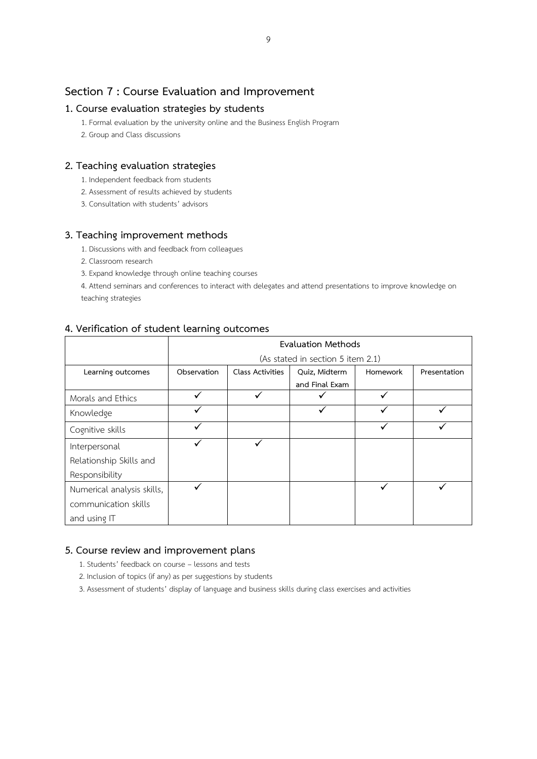## Section 7 : Course Evaluation and Improvement

### 1. Course evaluation strategies by students

1. Formal evaluation by the university online and the Business English Program
2. Group and Class discussions

### 2. Teaching evaluation strategies

1. Independent feedback from students
2. Assessment of results achieved by students
3. Consultation with students' advisors

### 3. Teaching improvement methods

1. Discussions with and feedback from colleagues
2. Classroom research
3. Expand knowledge through online teaching courses
4. Attend seminars and conferences to interact with delegates and attend presentations to improve knowledge on teaching strategies

### 4. Verification of student learning outcomes

| | Evaluation Methods (As stated in section 5 item 2.1) | | | | |
|---|---|---|---|---|---|
| Learning outcomes | Observation | Class Activities | Quiz, Midterm and Final Exam | Homework | Presentation |
| Morals and Ethics | ✓ | ✓ | ✓ | ✓ | |
| Knowledge | ✓ | | ✓ | ✓ | ✓ |
| Cognitive skills | ✓ | | | ✓ | ✓ |
| Interpersonal Relationship Skills and Responsibility | ✓ | ✓ | | | |
| Numerical analysis skills, communication skills and using IT | ✓ | | | ✓ | ✓ |

### 5. Course review and improvement plans

1. Students' feedback on course – lessons and tests
2. Inclusion of topics (if any) as per suggestions by students
3. Assessment of students' display of language and business skills during class exercises and activities